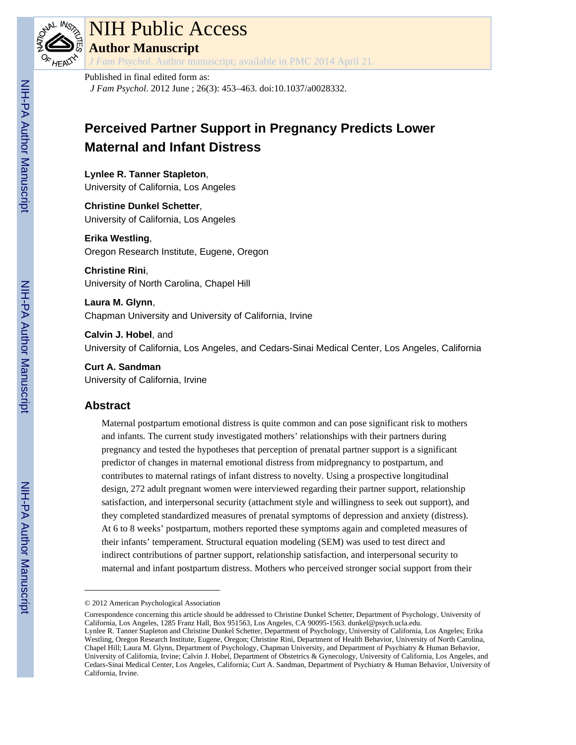# NIH Public Access

**Author Manuscript**

*J Fam Psychol*. Author manuscript; available in PMC 2014 April 21.

Published in final edited form as:

*J Fam Psychol*. 2012 June ; 26(3): 453–463. doi:10.1037/a0028332.

## Perceived Partner Support in Pregnancy Predicts Lower Maternal and Infant Distress

**Lynlee R. Tanner Stapleton**,
University of California, Los Angeles

**Christine Dunkel Schetter**,
University of California, Los Angeles

**Erika Westling**,
Oregon Research Institute, Eugene, Oregon

**Christine Rini**,
University of North Carolina, Chapel Hill

**Laura M. Glynn**,
Chapman University and University of California, Irvine

**Calvin J. Hobel**, and
University of California, Los Angeles, and Cedars-Sinai Medical Center, Los Angeles, California

**Curt A. Sandman**
University of California, Irvine

## Abstract

Maternal postpartum emotional distress is quite common and can pose significant risk to mothers and infants. The current study investigated mothers' relationships with their partners during pregnancy and tested the hypotheses that perception of prenatal partner support is a significant predictor of changes in maternal emotional distress from midpregnancy to postpartum, and contributes to maternal ratings of infant distress to novelty. Using a prospective longitudinal design, 272 adult pregnant women were interviewed regarding their partner support, relationship satisfaction, and interpersonal security (attachment style and willingness to seek out support), and they completed standardized measures of prenatal symptoms of depression and anxiety (distress). At 6 to 8 weeks' postpartum, mothers reported these symptoms again and completed measures of their infants' temperament. Structural equation modeling (SEM) was used to test direct and indirect contributions of partner support, relationship satisfaction, and interpersonal security to maternal and infant postpartum distress. Mothers who perceived stronger social support from their

© 2012 American Psychological Association

Correspondence concerning this article should be addressed to Christine Dunkel Schetter, Department of Psychology, University of California, Los Angeles, 1285 Franz Hall, Box 951563, Los Angeles, CA 90095-1563. dunkel@psych.ucla.edu.

Lynlee R. Tanner Stapleton and Christine Dunkel Schetter, Department of Psychology, University of California, Los Angeles; Erika Westling, Oregon Research Institute, Eugene, Oregon; Christine Rini, Department of Health Behavior, University of North Carolina, Chapel Hill; Laura M. Glynn, Department of Psychology, Chapman University, and Department of Psychiatry & Human Behavior, University of California, Irvine; Calvin J. Hobel, Department of Obstetrics & Gynecology, University of California, Los Angeles, and Cedars-Sinai Medical Center, Los Angeles, California; Curt A. Sandman, Department of Psychiatry & Human Behavior, University of California, Irvine.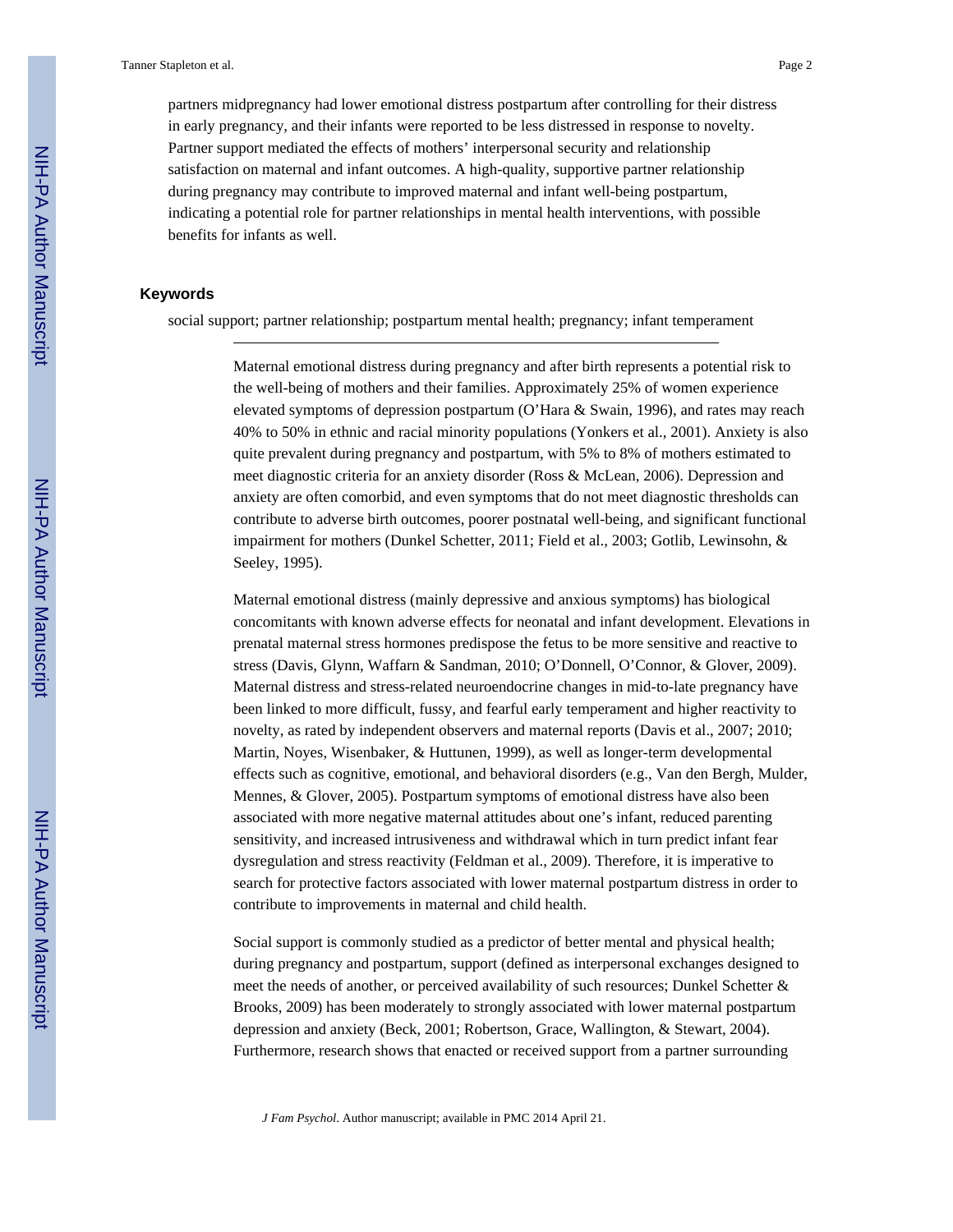partners midpregnancy had lower emotional distress postpartum after controlling for their distress in early pregnancy, and their infants were reported to be less distressed in response to novelty. Partner support mediated the effects of mothers' interpersonal security and relationship satisfaction on maternal and infant outcomes. A high-quality, supportive partner relationship during pregnancy may contribute to improved maternal and infant well-being postpartum, indicating a potential role for partner relationships in mental health interventions, with possible benefits for infants as well.

### Keywords

social support; partner relationship; postpartum mental health; pregnancy; infant temperament

---

Maternal emotional distress during pregnancy and after birth represents a potential risk to the well-being of mothers and their families. Approximately 25% of women experience elevated symptoms of depression postpartum (O'Hara & Swain, 1996), and rates may reach 40% to 50% in ethnic and racial minority populations (Yonkers et al., 2001). Anxiety is also quite prevalent during pregnancy and postpartum, with 5% to 8% of mothers estimated to meet diagnostic criteria for an anxiety disorder (Ross & McLean, 2006). Depression and anxiety are often comorbid, and even symptoms that do not meet diagnostic thresholds can contribute to adverse birth outcomes, poorer postnatal well-being, and significant functional impairment for mothers (Dunkel Schetter, 2011; Field et al., 2003; Gotlib, Lewinsohn, & Seeley, 1995).

Maternal emotional distress (mainly depressive and anxious symptoms) has biological concomitants with known adverse effects for neonatal and infant development. Elevations in prenatal maternal stress hormones predispose the fetus to be more sensitive and reactive to stress (Davis, Glynn, Waffarn & Sandman, 2010; O'Donnell, O'Connor, & Glover, 2009). Maternal distress and stress-related neuroendocrine changes in mid-to-late pregnancy have been linked to more difficult, fussy, and fearful early temperament and higher reactivity to novelty, as rated by independent observers and maternal reports (Davis et al., 2007; 2010; Martin, Noyes, Wisenbaker, & Huttunen, 1999), as well as longer-term developmental effects such as cognitive, emotional, and behavioral disorders (e.g., Van den Bergh, Mulder, Mennes, & Glover, 2005). Postpartum symptoms of emotional distress have also been associated with more negative maternal attitudes about one's infant, reduced parenting sensitivity, and increased intrusiveness and withdrawal which in turn predict infant fear dysregulation and stress reactivity (Feldman et al., 2009). Therefore, it is imperative to search for protective factors associated with lower maternal postpartum distress in order to contribute to improvements in maternal and child health.

Social support is commonly studied as a predictor of better mental and physical health; during pregnancy and postpartum, support (defined as interpersonal exchanges designed to meet the needs of another, or perceived availability of such resources; Dunkel Schetter & Brooks, 2009) has been moderately to strongly associated with lower maternal postpartum depression and anxiety (Beck, 2001; Robertson, Grace, Wallington, & Stewart, 2004). Furthermore, research shows that enacted or received support from a partner surrounding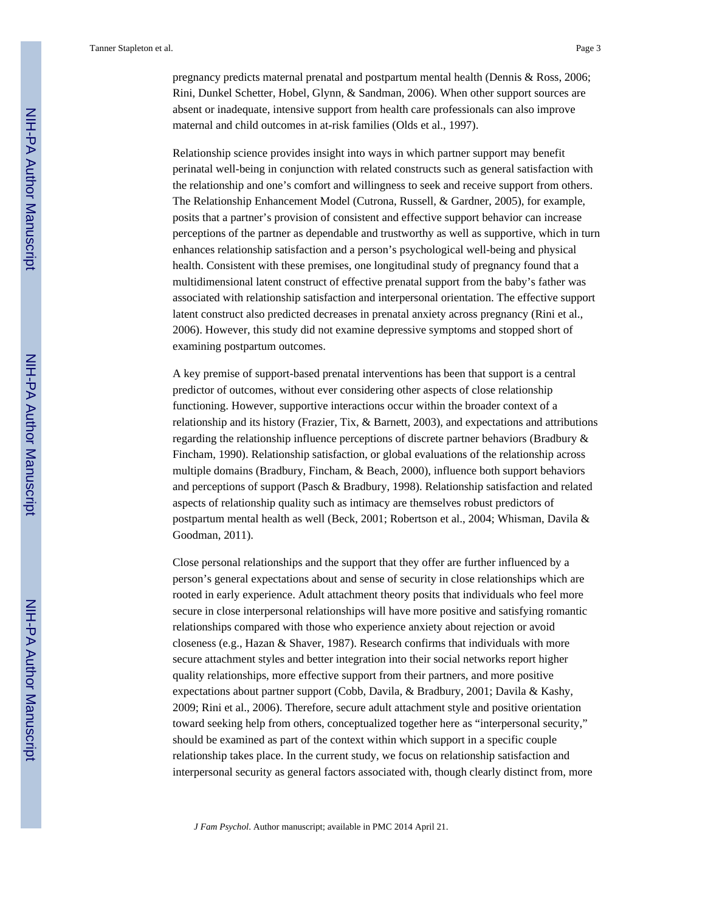pregnancy predicts maternal prenatal and postpartum mental health (Dennis & Ross, 2006; Rini, Dunkel Schetter, Hobel, Glynn, & Sandman, 2006). When other support sources are absent or inadequate, intensive support from health care professionals can also improve maternal and child outcomes in at-risk families (Olds et al., 1997).

Relationship science provides insight into ways in which partner support may benefit perinatal well-being in conjunction with related constructs such as general satisfaction with the relationship and one's comfort and willingness to seek and receive support from others. The Relationship Enhancement Model (Cutrona, Russell, & Gardner, 2005), for example, posits that a partner's provision of consistent and effective support behavior can increase perceptions of the partner as dependable and trustworthy as well as supportive, which in turn enhances relationship satisfaction and a person's psychological well-being and physical health. Consistent with these premises, one longitudinal study of pregnancy found that a multidimensional latent construct of effective prenatal support from the baby's father was associated with relationship satisfaction and interpersonal orientation. The effective support latent construct also predicted decreases in prenatal anxiety across pregnancy (Rini et al., 2006). However, this study did not examine depressive symptoms and stopped short of examining postpartum outcomes.

A key premise of support-based prenatal interventions has been that support is a central predictor of outcomes, without ever considering other aspects of close relationship functioning. However, supportive interactions occur within the broader context of a relationship and its history (Frazier, Tix, & Barnett, 2003), and expectations and attributions regarding the relationship influence perceptions of discrete partner behaviors (Bradbury & Fincham, 1990). Relationship satisfaction, or global evaluations of the relationship across multiple domains (Bradbury, Fincham, & Beach, 2000), influence both support behaviors and perceptions of support (Pasch & Bradbury, 1998). Relationship satisfaction and related aspects of relationship quality such as intimacy are themselves robust predictors of postpartum mental health as well (Beck, 2001; Robertson et al., 2004; Whisman, Davila & Goodman, 2011).

Close personal relationships and the support that they offer are further influenced by a person's general expectations about and sense of security in close relationships which are rooted in early experience. Adult attachment theory posits that individuals who feel more secure in close interpersonal relationships will have more positive and satisfying romantic relationships compared with those who experience anxiety about rejection or avoid closeness (e.g., Hazan & Shaver, 1987). Research confirms that individuals with more secure attachment styles and better integration into their social networks report higher quality relationships, more effective support from their partners, and more positive expectations about partner support (Cobb, Davila, & Bradbury, 2001; Davila & Kashy, 2009; Rini et al., 2006). Therefore, secure adult attachment style and positive orientation toward seeking help from others, conceptualized together here as "interpersonal security," should be examined as part of the context within which support in a specific couple relationship takes place. In the current study, we focus on relationship satisfaction and interpersonal security as general factors associated with, though clearly distinct from, more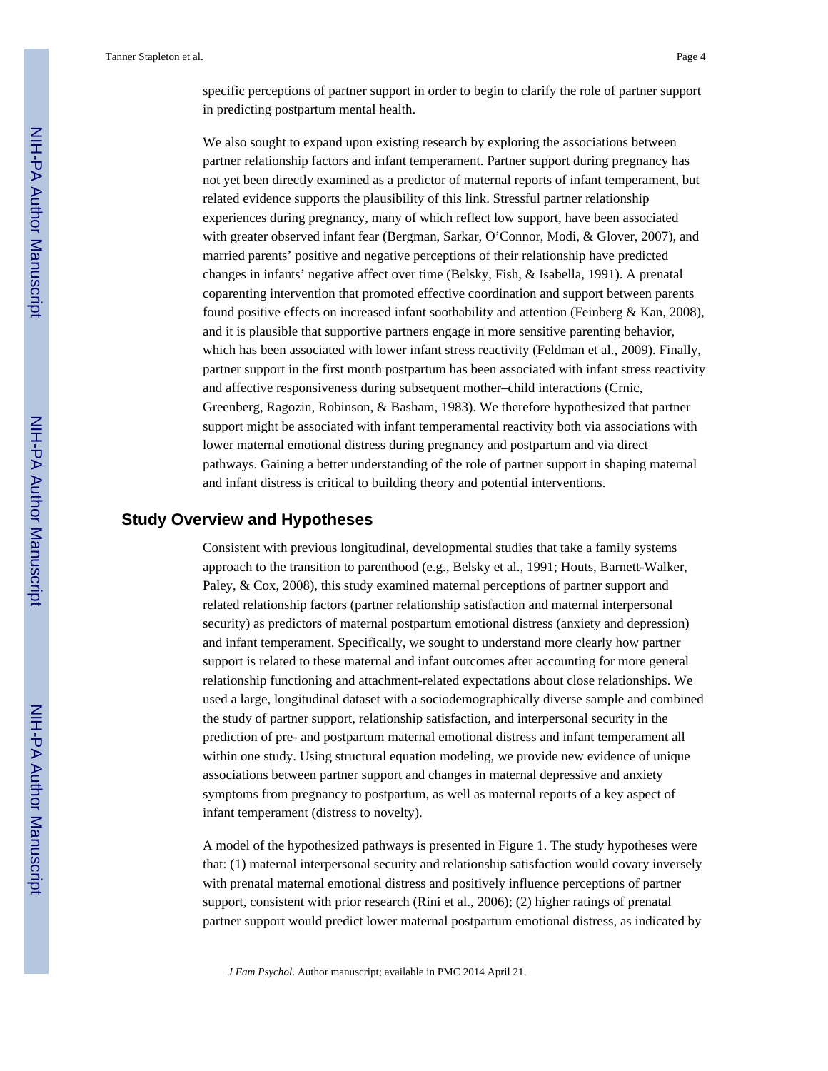specific perceptions of partner support in order to begin to clarify the role of partner support in predicting postpartum mental health.

We also sought to expand upon existing research by exploring the associations between partner relationship factors and infant temperament. Partner support during pregnancy has not yet been directly examined as a predictor of maternal reports of infant temperament, but related evidence supports the plausibility of this link. Stressful partner relationship experiences during pregnancy, many of which reflect low support, have been associated with greater observed infant fear (Bergman, Sarkar, O'Connor, Modi, & Glover, 2007), and married parents' positive and negative perceptions of their relationship have predicted changes in infants' negative affect over time (Belsky, Fish, & Isabella, 1991). A prenatal coparenting intervention that promoted effective coordination and support between parents found positive effects on increased infant soothability and attention (Feinberg & Kan, 2008), and it is plausible that supportive partners engage in more sensitive parenting behavior, which has been associated with lower infant stress reactivity (Feldman et al., 2009). Finally, partner support in the first month postpartum has been associated with infant stress reactivity and affective responsiveness during subsequent mother–child interactions (Crnic, Greenberg, Ragozin, Robinson, & Basham, 1983). We therefore hypothesized that partner support might be associated with infant temperamental reactivity both via associations with lower maternal emotional distress during pregnancy and postpartum and via direct pathways. Gaining a better understanding of the role of partner support in shaping maternal and infant distress is critical to building theory and potential interventions.

## Study Overview and Hypotheses

Consistent with previous longitudinal, developmental studies that take a family systems approach to the transition to parenthood (e.g., Belsky et al., 1991; Houts, Barnett-Walker, Paley, & Cox, 2008), this study examined maternal perceptions of partner support and related relationship factors (partner relationship satisfaction and maternal interpersonal security) as predictors of maternal postpartum emotional distress (anxiety and depression) and infant temperament. Specifically, we sought to understand more clearly how partner support is related to these maternal and infant outcomes after accounting for more general relationship functioning and attachment-related expectations about close relationships. We used a large, longitudinal dataset with a sociodemographically diverse sample and combined the study of partner support, relationship satisfaction, and interpersonal security in the prediction of pre- and postpartum maternal emotional distress and infant temperament all within one study. Using structural equation modeling, we provide new evidence of unique associations between partner support and changes in maternal depressive and anxiety symptoms from pregnancy to postpartum, as well as maternal reports of a key aspect of infant temperament (distress to novelty).

A model of the hypothesized pathways is presented in Figure 1. The study hypotheses were that: (1) maternal interpersonal security and relationship satisfaction would covary inversely with prenatal maternal emotional distress and positively influence perceptions of partner support, consistent with prior research (Rini et al., 2006); (2) higher ratings of prenatal partner support would predict lower maternal postpartum emotional distress, as indicated by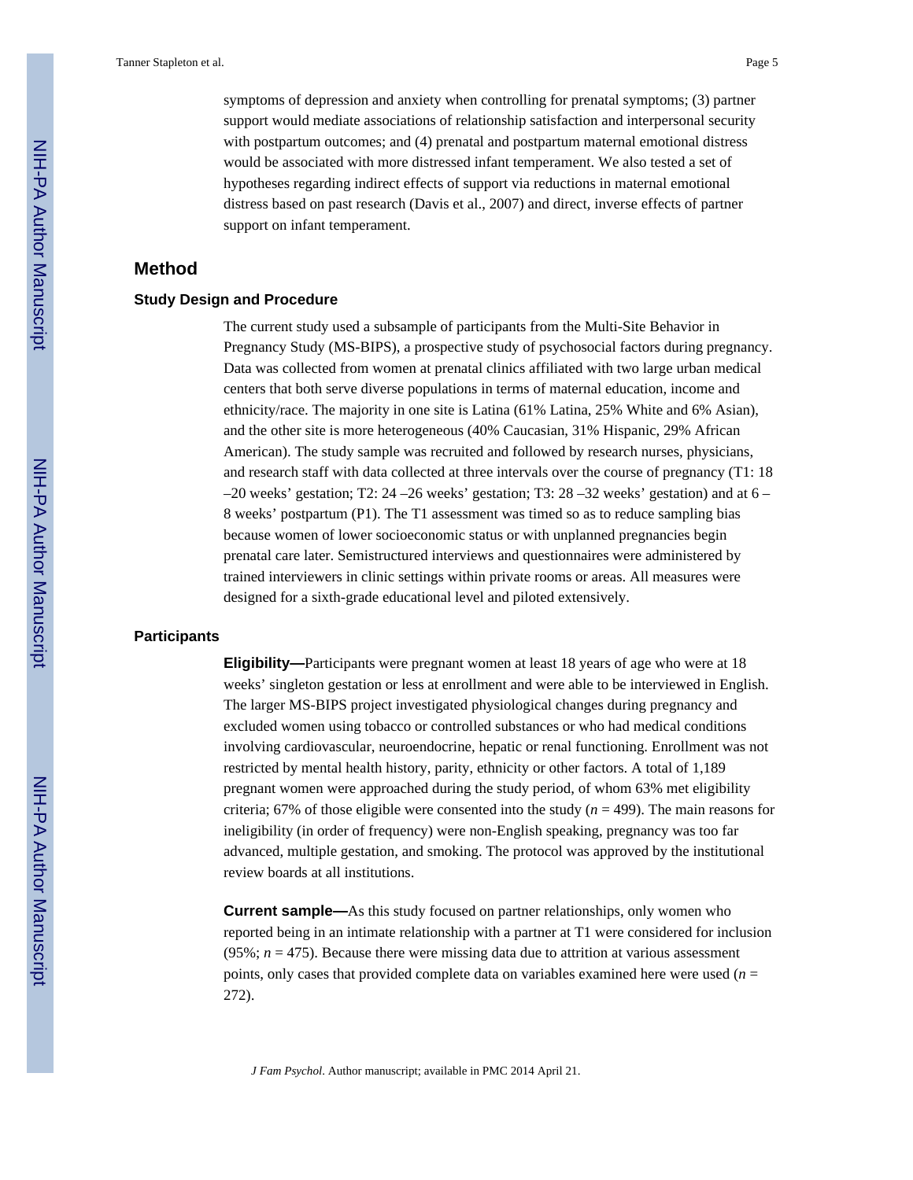symptoms of depression and anxiety when controlling for prenatal symptoms; (3) partner support would mediate associations of relationship satisfaction and interpersonal security with postpartum outcomes; and (4) prenatal and postpartum maternal emotional distress would be associated with more distressed infant temperament. We also tested a set of hypotheses regarding indirect effects of support via reductions in maternal emotional distress based on past research (Davis et al., 2007) and direct, inverse effects of partner support on infant temperament.

## Method

### Study Design and Procedure

The current study used a subsample of participants from the Multi-Site Behavior in Pregnancy Study (MS-BIPS), a prospective study of psychosocial factors during pregnancy. Data was collected from women at prenatal clinics affiliated with two large urban medical centers that both serve diverse populations in terms of maternal education, income and ethnicity/race. The majority in one site is Latina (61% Latina, 25% White and 6% Asian), and the other site is more heterogeneous (40% Caucasian, 31% Hispanic, 29% African American). The study sample was recruited and followed by research nurses, physicians, and research staff with data collected at three intervals over the course of pregnancy (T1: 18 –20 weeks' gestation; T2: 24 –26 weeks' gestation; T3: 28 –32 weeks' gestation) and at 6 – 8 weeks' postpartum (P1). The T1 assessment was timed so as to reduce sampling bias because women of lower socioeconomic status or with unplanned pregnancies begin prenatal care later. Semistructured interviews and questionnaires were administered by trained interviewers in clinic settings within private rooms or areas. All measures were designed for a sixth-grade educational level and piloted extensively.

### Participants

**Eligibility—**Participants were pregnant women at least 18 years of age who were at 18 weeks' singleton gestation or less at enrollment and were able to be interviewed in English. The larger MS-BIPS project investigated physiological changes during pregnancy and excluded women using tobacco or controlled substances or who had medical conditions involving cardiovascular, neuroendocrine, hepatic or renal functioning. Enrollment was not restricted by mental health history, parity, ethnicity or other factors. A total of 1,189 pregnant women were approached during the study period, of whom 63% met eligibility criteria; 67% of those eligible were consented into the study ($n$ = 499). The main reasons for ineligibility (in order of frequency) were non-English speaking, pregnancy was too far advanced, multiple gestation, and smoking. The protocol was approved by the institutional review boards at all institutions.

**Current sample—**As this study focused on partner relationships, only women who reported being in an intimate relationship with a partner at T1 were considered for inclusion (95%; $n$ = 475). Because there were missing data due to attrition at various assessment points, only cases that provided complete data on variables examined here were used ($n$ = 272).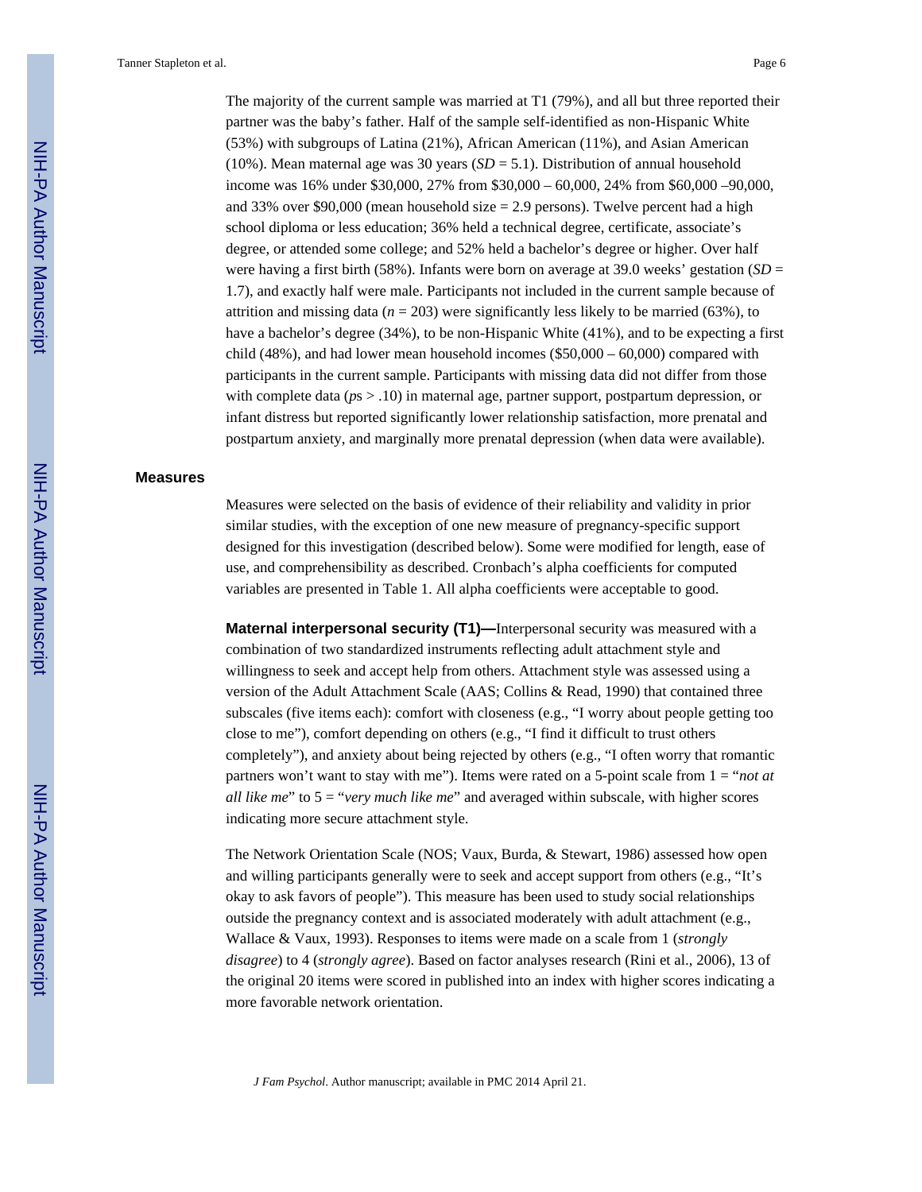The majority of the current sample was married at T1 (79%), and all but three reported their partner was the baby's father. Half of the sample self-identified as non-Hispanic White (53%) with subgroups of Latina (21%), African American (11%), and Asian American (10%). Mean maternal age was 30 years ($SD = 5.1$). Distribution of annual household income was 16% under $30,000, 27% from $30,000 – 60,000, 24% from $60,000 –90,000, and 33% over $90,000 (mean household size = 2.9 persons). Twelve percent had a high school diploma or less education; 36% held a technical degree, certificate, associate's degree, or attended some college; and 52% held a bachelor's degree or higher. Over half were having a first birth (58%). Infants were born on average at 39.0 weeks' gestation ($SD = 1.7$), and exactly half were male. Participants not included in the current sample because of attrition and missing data ($n = 203$) were significantly less likely to be married (63%), to have a bachelor's degree (34%), to be non-Hispanic White (41%), and to be expecting a first child (48%), and had lower mean household incomes ($50,000 – 60,000) compared with participants in the current sample. Participants with missing data did not differ from those with complete data ($p$s > .10) in maternal age, partner support, postpartum depression, or infant distress but reported significantly lower relationship satisfaction, more prenatal and postpartum anxiety, and marginally more prenatal depression (when data were available).

## Measures

Measures were selected on the basis of evidence of their reliability and validity in prior similar studies, with the exception of one new measure of pregnancy-specific support designed for this investigation (described below). Some were modified for length, ease of use, and comprehensibility as described. Cronbach's alpha coefficients for computed variables are presented in Table 1. All alpha coefficients were acceptable to good.

**Maternal interpersonal security (T1)—**Interpersonal security was measured with a combination of two standardized instruments reflecting adult attachment style and willingness to seek and accept help from others. Attachment style was assessed using a version of the Adult Attachment Scale (AAS; Collins & Read, 1990) that contained three subscales (five items each): comfort with closeness (e.g., "I worry about people getting too close to me"), comfort depending on others (e.g., "I find it difficult to trust others completely"), and anxiety about being rejected by others (e.g., "I often worry that romantic partners won't want to stay with me"). Items were rated on a 5-point scale from 1 = "*not at all like me*" to 5 = "*very much like me*" and averaged within subscale, with higher scores indicating more secure attachment style.

The Network Orientation Scale (NOS; Vaux, Burda, & Stewart, 1986) assessed how open and willing participants generally were to seek and accept support from others (e.g., "It's okay to ask favors of people"). This measure has been used to study social relationships outside the pregnancy context and is associated moderately with adult attachment (e.g., Wallace & Vaux, 1993). Responses to items were made on a scale from 1 (*strongly disagree*) to 4 (*strongly agree*). Based on factor analyses research (Rini et al., 2006), 13 of the original 20 items were scored in published into an index with higher scores indicating a more favorable network orientation.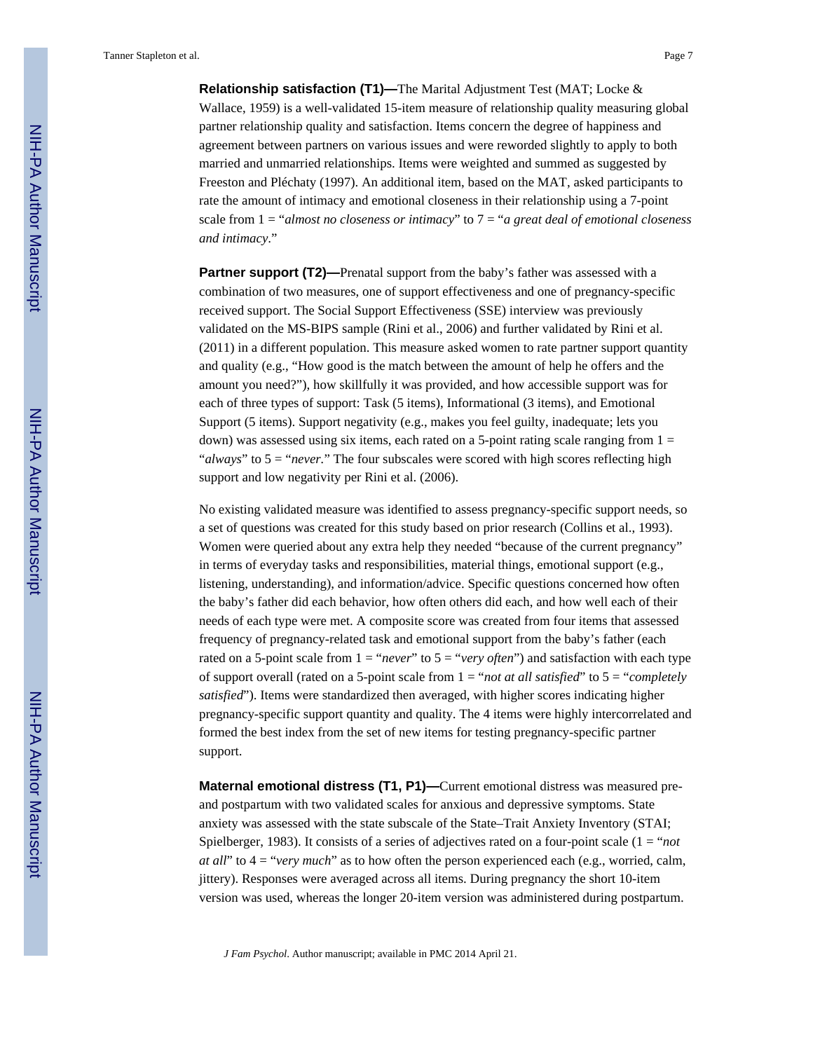**Relationship satisfaction (T1)—**The Marital Adjustment Test (MAT; Locke & Wallace, 1959) is a well-validated 15-item measure of relationship quality measuring global partner relationship quality and satisfaction. Items concern the degree of happiness and agreement between partners on various issues and were reworded slightly to apply to both married and unmarried relationships. Items were weighted and summed as suggested by Freeston and Pléchaty (1997). An additional item, based on the MAT, asked participants to rate the amount of intimacy and emotional closeness in their relationship using a 7-point scale from 1 = "*almost no closeness or intimacy*" to 7 = "*a great deal of emotional closeness and intimacy*."

**Partner support (T2)—**Prenatal support from the baby's father was assessed with a combination of two measures, one of support effectiveness and one of pregnancy-specific received support. The Social Support Effectiveness (SSE) interview was previously validated on the MS-BIPS sample (Rini et al., 2006) and further validated by Rini et al. (2011) in a different population. This measure asked women to rate partner support quantity and quality (e.g., "How good is the match between the amount of help he offers and the amount you need?"), how skillfully it was provided, and how accessible support was for each of three types of support: Task (5 items), Informational (3 items), and Emotional Support (5 items). Support negativity (e.g., makes you feel guilty, inadequate; lets you down) was assessed using six items, each rated on a 5-point rating scale ranging from 1 = "*always*" to 5 = "*never*." The four subscales were scored with high scores reflecting high support and low negativity per Rini et al. (2006).

No existing validated measure was identified to assess pregnancy-specific support needs, so a set of questions was created for this study based on prior research (Collins et al., 1993). Women were queried about any extra help they needed "because of the current pregnancy" in terms of everyday tasks and responsibilities, material things, emotional support (e.g., listening, understanding), and information/advice. Specific questions concerned how often the baby's father did each behavior, how often others did each, and how well each of their needs of each type were met. A composite score was created from four items that assessed frequency of pregnancy-related task and emotional support from the baby's father (each rated on a 5-point scale from 1 = "*never*" to 5 = "*very often*") and satisfaction with each type of support overall (rated on a 5-point scale from 1 = "*not at all satisfied*" to 5 = "*completely satisfied*"). Items were standardized then averaged, with higher scores indicating higher pregnancy-specific support quantity and quality. The 4 items were highly intercorrelated and formed the best index from the set of new items for testing pregnancy-specific partner support.

**Maternal emotional distress (T1, P1)—**Current emotional distress was measured pre- and postpartum with two validated scales for anxious and depressive symptoms. State anxiety was assessed with the state subscale of the State–Trait Anxiety Inventory (STAI; Spielberger, 1983). It consists of a series of adjectives rated on a four-point scale (1 = "*not at all*" to 4 = "*very much*" as to how often the person experienced each (e.g., worried, calm, jittery). Responses were averaged across all items. During pregnancy the short 10-item version was used, whereas the longer 20-item version was administered during postpartum.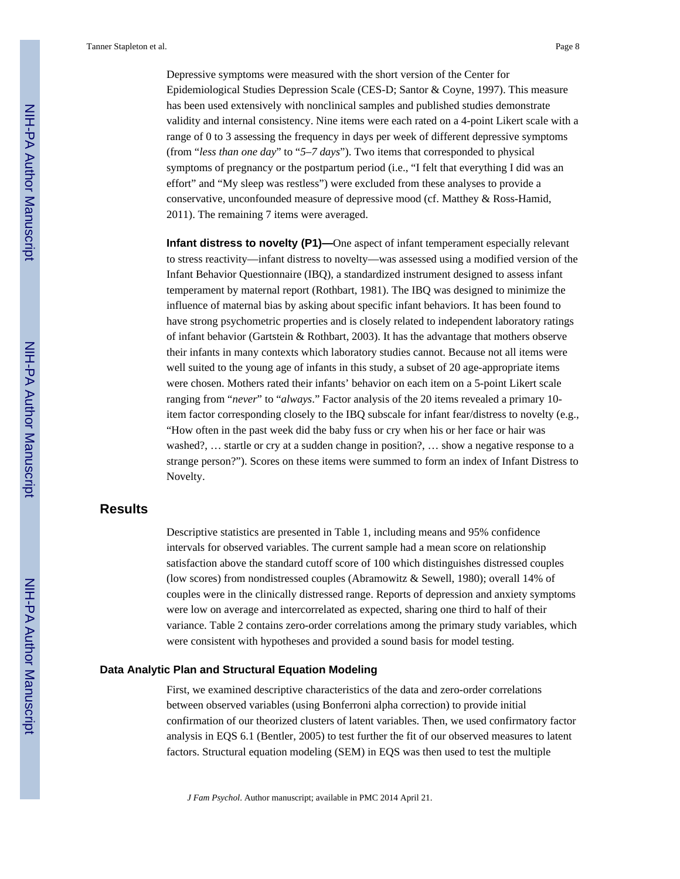Depressive symptoms were measured with the short version of the Center for Epidemiological Studies Depression Scale (CES-D; Santor & Coyne, 1997). This measure has been used extensively with nonclinical samples and published studies demonstrate validity and internal consistency. Nine items were each rated on a 4-point Likert scale with a range of 0 to 3 assessing the frequency in days per week of different depressive symptoms (from "*less than one day*" to "*5–7 days*"). Two items that corresponded to physical symptoms of pregnancy or the postpartum period (i.e., "I felt that everything I did was an effort" and "My sleep was restless") were excluded from these analyses to provide a conservative, unconfounded measure of depressive mood (cf. Matthey & Ross-Hamid, 2011). The remaining 7 items were averaged.

**Infant distress to novelty (P1)—**One aspect of infant temperament especially relevant to stress reactivity—infant distress to novelty—was assessed using a modified version of the Infant Behavior Questionnaire (IBQ), a standardized instrument designed to assess infant temperament by maternal report (Rothbart, 1981). The IBQ was designed to minimize the influence of maternal bias by asking about specific infant behaviors. It has been found to have strong psychometric properties and is closely related to independent laboratory ratings of infant behavior (Gartstein & Rothbart, 2003). It has the advantage that mothers observe their infants in many contexts which laboratory studies cannot. Because not all items were well suited to the young age of infants in this study, a subset of 20 age-appropriate items were chosen. Mothers rated their infants' behavior on each item on a 5-point Likert scale ranging from "*never*" to "*always*." Factor analysis of the 20 items revealed a primary 10-item factor corresponding closely to the IBQ subscale for infant fear/distress to novelty (e.g., "How often in the past week did the baby fuss or cry when his or her face or hair was washed?, … startle or cry at a sudden change in position?, … show a negative response to a strange person?"). Scores on these items were summed to form an index of Infant Distress to Novelty.

## Results

Descriptive statistics are presented in Table 1, including means and 95% confidence intervals for observed variables. The current sample had a mean score on relationship satisfaction above the standard cutoff score of 100 which distinguishes distressed couples (low scores) from nondistressed couples (Abramowitz & Sewell, 1980); overall 14% of couples were in the clinically distressed range. Reports of depression and anxiety symptoms were low on average and intercorrelated as expected, sharing one third to half of their variance. Table 2 contains zero-order correlations among the primary study variables, which were consistent with hypotheses and provided a sound basis for model testing.

### Data Analytic Plan and Structural Equation Modeling

First, we examined descriptive characteristics of the data and zero-order correlations between observed variables (using Bonferroni alpha correction) to provide initial confirmation of our theorized clusters of latent variables. Then, we used confirmatory factor analysis in EQS 6.1 (Bentler, 2005) to test further the fit of our observed measures to latent factors. Structural equation modeling (SEM) in EQS was then used to test the multiple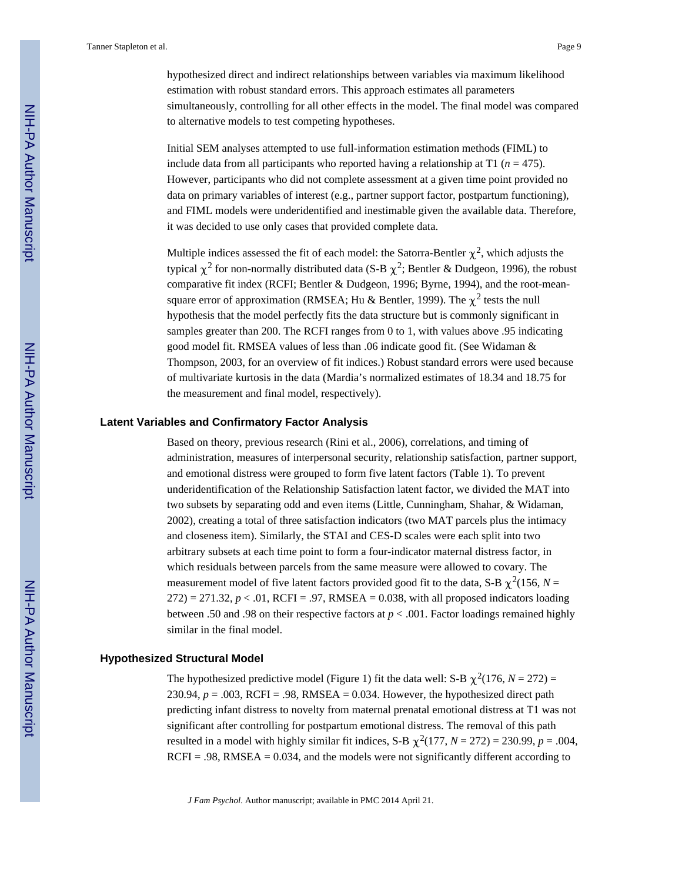hypothesized direct and indirect relationships between variables via maximum likelihood estimation with robust standard errors. This approach estimates all parameters simultaneously, controlling for all other effects in the model. The final model was compared to alternative models to test competing hypotheses.

Initial SEM analyses attempted to use full-information estimation methods (FIML) to include data from all participants who reported having a relationship at T1 ($n = 475$). However, participants who did not complete assessment at a given time point provided no data on primary variables of interest (e.g., partner support factor, postpartum functioning), and FIML models were underidentified and inestimable given the available data. Therefore, it was decided to use only cases that provided complete data.

Multiple indices assessed the fit of each model: the Satorra-Bentler $\chi^2$, which adjusts the typical $\chi^2$ for non-normally distributed data (S-B $\chi^2$; Bentler & Dudgeon, 1996), the robust comparative fit index (RCFI; Bentler & Dudgeon, 1996; Byrne, 1994), and the root-mean-square error of approximation (RMSEA; Hu & Bentler, 1999). The $\chi^2$ tests the null hypothesis that the model perfectly fits the data structure but is commonly significant in samples greater than 200. The RCFI ranges from 0 to 1, with values above .95 indicating good model fit. RMSEA values of less than .06 indicate good fit. (See Widaman & Thompson, 2003, for an overview of fit indices.) Robust standard errors were used because of multivariate kurtosis in the data (Mardia's normalized estimates of 18.34 and 18.75 for the measurement and final model, respectively).

## Latent Variables and Confirmatory Factor Analysis

Based on theory, previous research (Rini et al., 2006), correlations, and timing of administration, measures of interpersonal security, relationship satisfaction, partner support, and emotional distress were grouped to form five latent factors (Table 1). To prevent underidentification of the Relationship Satisfaction latent factor, we divided the MAT into two subsets by separating odd and even items (Little, Cunningham, Shahar, & Widaman, 2002), creating a total of three satisfaction indicators (two MAT parcels plus the intimacy and closeness item). Similarly, the STAI and CES-D scales were each split into two arbitrary subsets at each time point to form a four-indicator maternal distress factor, in which residuals between parcels from the same measure were allowed to covary. The measurement model of five latent factors provided good fit to the data, S-B $\chi^2(156, N = 272) = 271.32$, $p < .01$, RCFI = .97, RMSEA = 0.038, with all proposed indicators loading between .50 and .98 on their respective factors at $p < .001$. Factor loadings remained highly similar in the final model.

## Hypothesized Structural Model

The hypothesized predictive model (Figure 1) fit the data well: S-B $\chi^2(176, N = 272) = 230.94$, $p = .003$, RCFI = .98, RMSEA = 0.034. However, the hypothesized direct path predicting infant distress to novelty from maternal prenatal emotional distress at T1 was not significant after controlling for postpartum emotional distress. The removal of this path resulted in a model with highly similar fit indices, S-B $\chi^2(177, N = 272) = 230.99$, $p = .004$, RCFI = .98, RMSEA = 0.034, and the models were not significantly different according to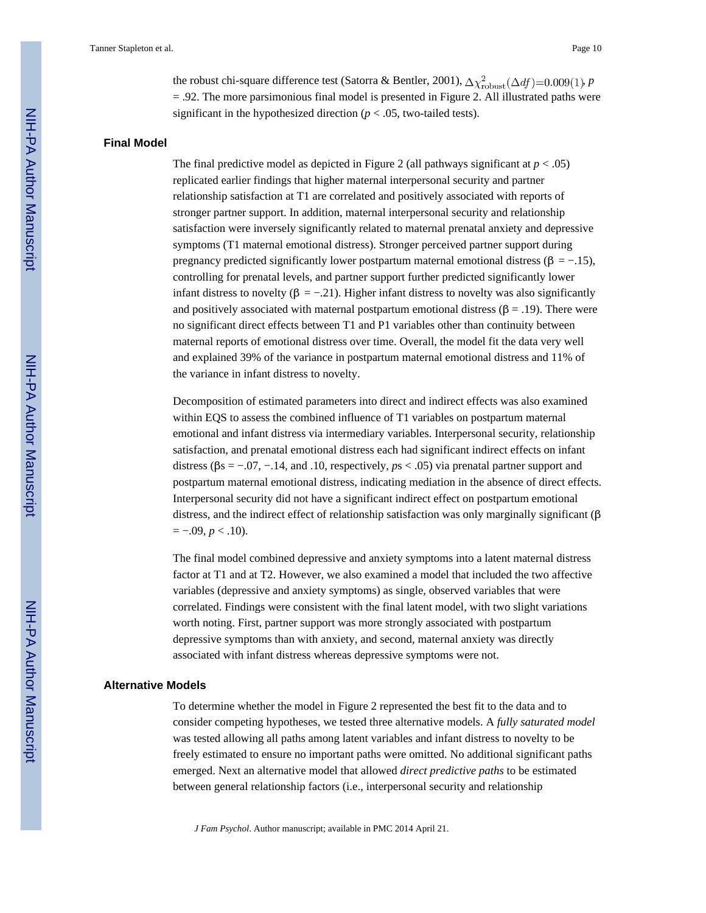the robust chi-square difference test (Satorra & Bentler, 2001), $\Delta\chi^2_{\text{robust}}(\Delta df)=0.009(1)$, $p = .92$. The more parsimonious final model is presented in Figure 2. All illustrated paths were significant in the hypothesized direction ($p < .05$, two-tailed tests).

## Final Model

The final predictive model as depicted in Figure 2 (all pathways significant at $p < .05$) replicated earlier findings that higher maternal interpersonal security and partner relationship satisfaction at T1 are correlated and positively associated with reports of stronger partner support. In addition, maternal interpersonal security and relationship satisfaction were inversely significantly related to maternal prenatal anxiety and depressive symptoms (T1 maternal emotional distress). Stronger perceived partner support during pregnancy predicted significantly lower postpartum maternal emotional distress ($\beta = -.15$), controlling for prenatal levels, and partner support further predicted significantly lower infant distress to novelty ($\beta = -.21$). Higher infant distress to novelty was also significantly and positively associated with maternal postpartum emotional distress ($\beta = .19$). There were no significant direct effects between T1 and P1 variables other than continuity between maternal reports of emotional distress over time. Overall, the model fit the data very well and explained 39% of the variance in postpartum maternal emotional distress and 11% of the variance in infant distress to novelty.

Decomposition of estimated parameters into direct and indirect effects was also examined within EQS to assess the combined influence of T1 variables on postpartum maternal emotional and infant distress via intermediary variables. Interpersonal security, relationship satisfaction, and prenatal emotional distress each had significant indirect effects on infant distress ($\beta$s = −.07, −.14, and .10, respectively, *p*s < .05) via prenatal partner support and postpartum maternal emotional distress, indicating mediation in the absence of direct effects. Interpersonal security did not have a significant indirect effect on postpartum emotional distress, and the indirect effect of relationship satisfaction was only marginally significant ($\beta = -.09$, $p < .10$).

The final model combined depressive and anxiety symptoms into a latent maternal distress factor at T1 and at T2. However, we also examined a model that included the two affective variables (depressive and anxiety symptoms) as single, observed variables that were correlated. Findings were consistent with the final latent model, with two slight variations worth noting. First, partner support was more strongly associated with postpartum depressive symptoms than with anxiety, and second, maternal anxiety was directly associated with infant distress whereas depressive symptoms were not.

## Alternative Models

To determine whether the model in Figure 2 represented the best fit to the data and to consider competing hypotheses, we tested three alternative models. A *fully saturated model* was tested allowing all paths among latent variables and infant distress to novelty to be freely estimated to ensure no important paths were omitted. No additional significant paths emerged. Next an alternative model that allowed *direct predictive paths* to be estimated between general relationship factors (i.e., interpersonal security and relationship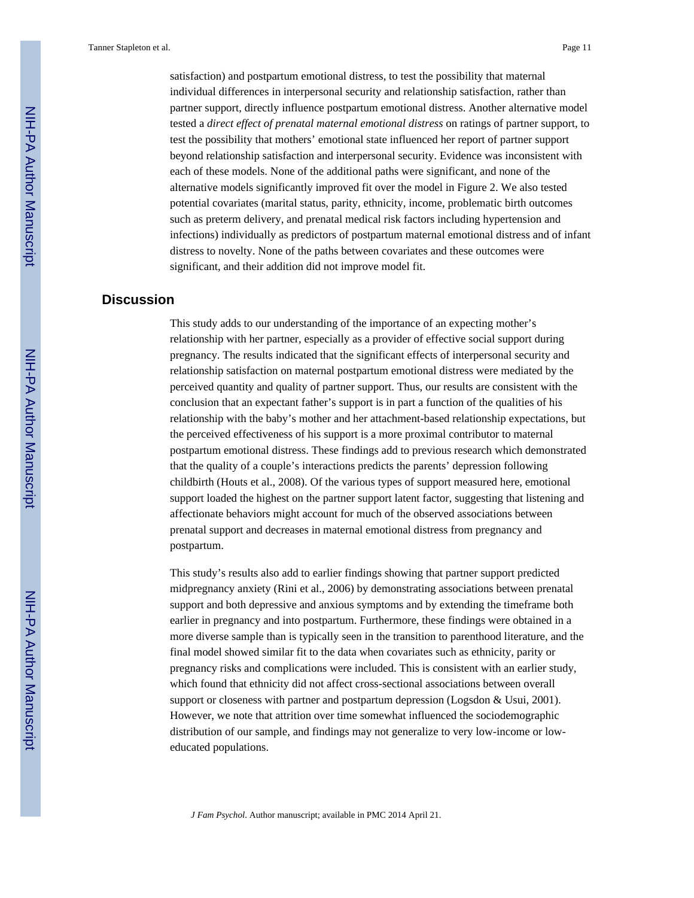satisfaction) and postpartum emotional distress, to test the possibility that maternal individual differences in interpersonal security and relationship satisfaction, rather than partner support, directly influence postpartum emotional distress. Another alternative model tested a *direct effect of prenatal maternal emotional distress* on ratings of partner support, to test the possibility that mothers' emotional state influenced her report of partner support beyond relationship satisfaction and interpersonal security. Evidence was inconsistent with each of these models. None of the additional paths were significant, and none of the alternative models significantly improved fit over the model in Figure 2. We also tested potential covariates (marital status, parity, ethnicity, income, problematic birth outcomes such as preterm delivery, and prenatal medical risk factors including hypertension and infections) individually as predictors of postpartum maternal emotional distress and of infant distress to novelty. None of the paths between covariates and these outcomes were significant, and their addition did not improve model fit.

## Discussion

This study adds to our understanding of the importance of an expecting mother's relationship with her partner, especially as a provider of effective social support during pregnancy. The results indicated that the significant effects of interpersonal security and relationship satisfaction on maternal postpartum emotional distress were mediated by the perceived quantity and quality of partner support. Thus, our results are consistent with the conclusion that an expectant father's support is in part a function of the qualities of his relationship with the baby's mother and her attachment-based relationship expectations, but the perceived effectiveness of his support is a more proximal contributor to maternal postpartum emotional distress. These findings add to previous research which demonstrated that the quality of a couple's interactions predicts the parents' depression following childbirth (Houts et al., 2008). Of the various types of support measured here, emotional support loaded the highest on the partner support latent factor, suggesting that listening and affectionate behaviors might account for much of the observed associations between prenatal support and decreases in maternal emotional distress from pregnancy and postpartum.

This study's results also add to earlier findings showing that partner support predicted midpregnancy anxiety (Rini et al., 2006) by demonstrating associations between prenatal support and both depressive and anxious symptoms and by extending the timeframe both earlier in pregnancy and into postpartum. Furthermore, these findings were obtained in a more diverse sample than is typically seen in the transition to parenthood literature, and the final model showed similar fit to the data when covariates such as ethnicity, parity or pregnancy risks and complications were included. This is consistent with an earlier study, which found that ethnicity did not affect cross-sectional associations between overall support or closeness with partner and postpartum depression (Logsdon & Usui, 2001). However, we note that attrition over time somewhat influenced the sociodemographic distribution of our sample, and findings may not generalize to very low-income or low-educated populations.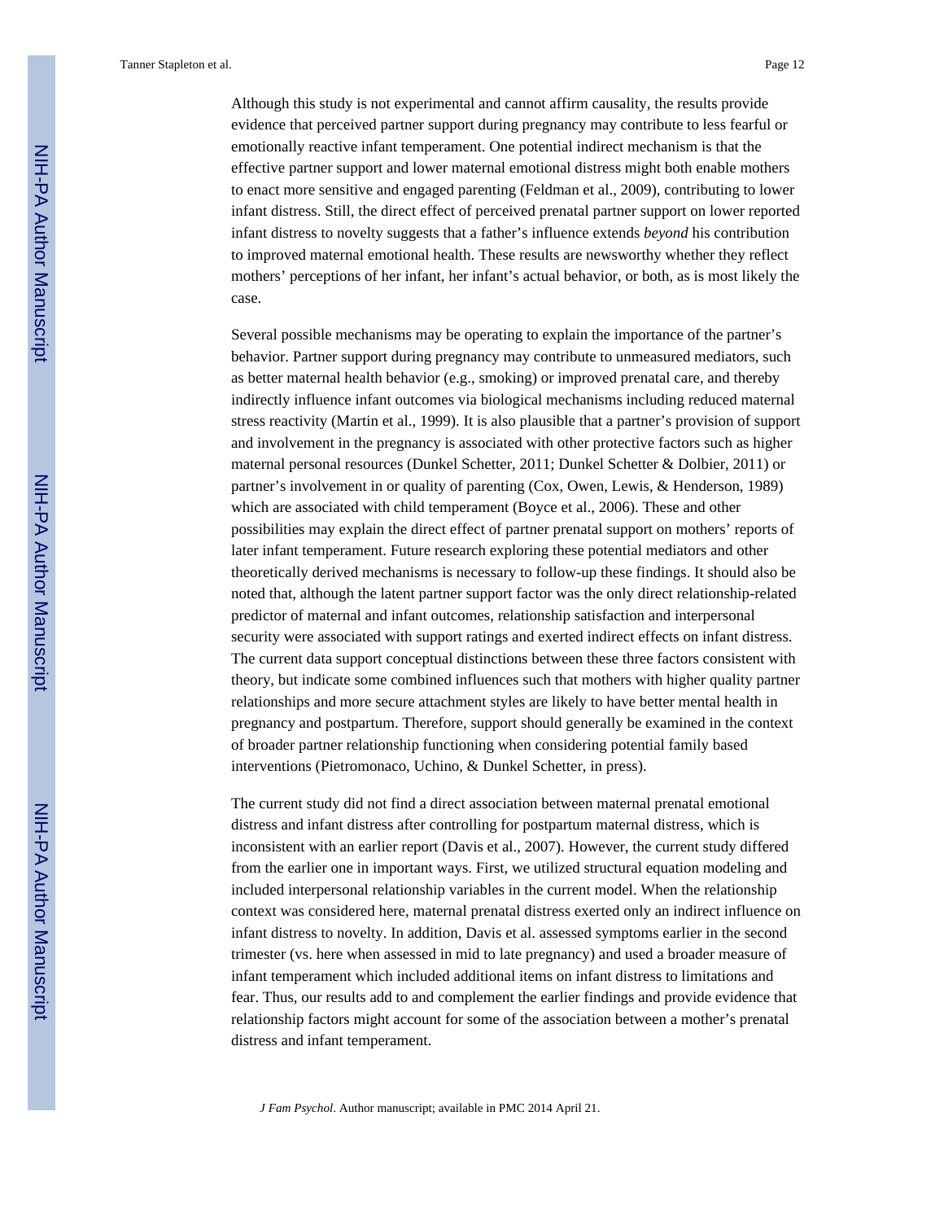Although this study is not experimental and cannot affirm causality, the results provide evidence that perceived partner support during pregnancy may contribute to less fearful or emotionally reactive infant temperament. One potential indirect mechanism is that the effective partner support and lower maternal emotional distress might both enable mothers to enact more sensitive and engaged parenting (Feldman et al., 2009), contributing to lower infant distress. Still, the direct effect of perceived prenatal partner support on lower reported infant distress to novelty suggests that a father's influence extends *beyond* his contribution to improved maternal emotional health. These results are newsworthy whether they reflect mothers' perceptions of her infant, her infant's actual behavior, or both, as is most likely the case.

Several possible mechanisms may be operating to explain the importance of the partner's behavior. Partner support during pregnancy may contribute to unmeasured mediators, such as better maternal health behavior (e.g., smoking) or improved prenatal care, and thereby indirectly influence infant outcomes via biological mechanisms including reduced maternal stress reactivity (Martin et al., 1999). It is also plausible that a partner's provision of support and involvement in the pregnancy is associated with other protective factors such as higher maternal personal resources (Dunkel Schetter, 2011; Dunkel Schetter & Dolbier, 2011) or partner's involvement in or quality of parenting (Cox, Owen, Lewis, & Henderson, 1989) which are associated with child temperament (Boyce et al., 2006). These and other possibilities may explain the direct effect of partner prenatal support on mothers' reports of later infant temperament. Future research exploring these potential mediators and other theoretically derived mechanisms is necessary to follow-up these findings. It should also be noted that, although the latent partner support factor was the only direct relationship-related predictor of maternal and infant outcomes, relationship satisfaction and interpersonal security were associated with support ratings and exerted indirect effects on infant distress. The current data support conceptual distinctions between these three factors consistent with theory, but indicate some combined influences such that mothers with higher quality partner relationships and more secure attachment styles are likely to have better mental health in pregnancy and postpartum. Therefore, support should generally be examined in the context of broader partner relationship functioning when considering potential family based interventions (Pietromonaco, Uchino, & Dunkel Schetter, in press).

The current study did not find a direct association between maternal prenatal emotional distress and infant distress after controlling for postpartum maternal distress, which is inconsistent with an earlier report (Davis et al., 2007). However, the current study differed from the earlier one in important ways. First, we utilized structural equation modeling and included interpersonal relationship variables in the current model. When the relationship context was considered here, maternal prenatal distress exerted only an indirect influence on infant distress to novelty. In addition, Davis et al. assessed symptoms earlier in the second trimester (vs. here when assessed in mid to late pregnancy) and used a broader measure of infant temperament which included additional items on infant distress to limitations and fear. Thus, our results add to and complement the earlier findings and provide evidence that relationship factors might account for some of the association between a mother's prenatal distress and infant temperament.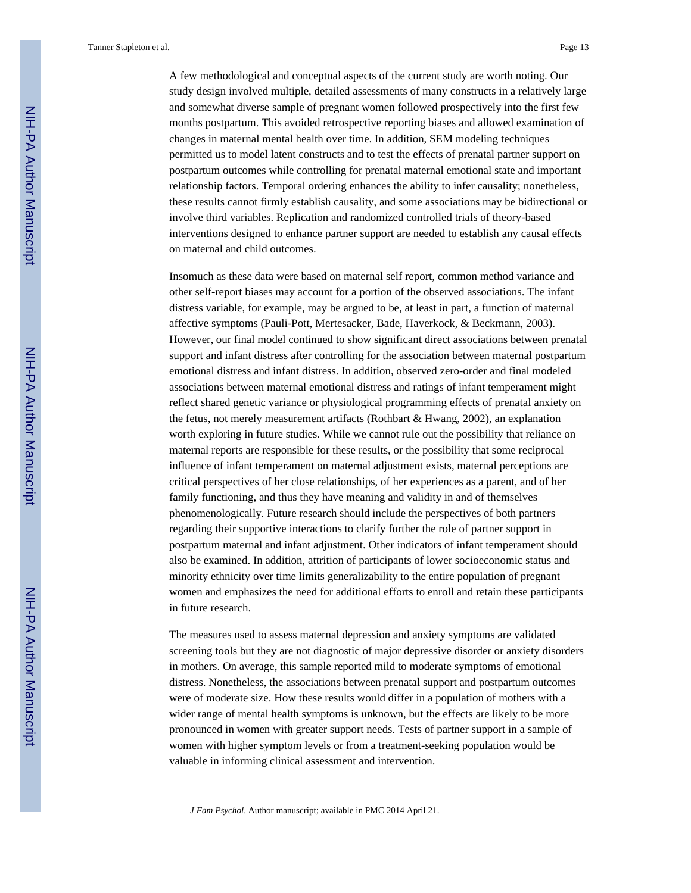A few methodological and conceptual aspects of the current study are worth noting. Our study design involved multiple, detailed assessments of many constructs in a relatively large and somewhat diverse sample of pregnant women followed prospectively into the first few months postpartum. This avoided retrospective reporting biases and allowed examination of changes in maternal mental health over time. In addition, SEM modeling techniques permitted us to model latent constructs and to test the effects of prenatal partner support on postpartum outcomes while controlling for prenatal maternal emotional state and important relationship factors. Temporal ordering enhances the ability to infer causality; nonetheless, these results cannot firmly establish causality, and some associations may be bidirectional or involve third variables. Replication and randomized controlled trials of theory-based interventions designed to enhance partner support are needed to establish any causal effects on maternal and child outcomes.

Insomuch as these data were based on maternal self report, common method variance and other self-report biases may account for a portion of the observed associations. The infant distress variable, for example, may be argued to be, at least in part, a function of maternal affective symptoms (Pauli-Pott, Mertesacker, Bade, Haverkock, & Beckmann, 2003). However, our final model continued to show significant direct associations between prenatal support and infant distress after controlling for the association between maternal postpartum emotional distress and infant distress. In addition, observed zero-order and final modeled associations between maternal emotional distress and ratings of infant temperament might reflect shared genetic variance or physiological programming effects of prenatal anxiety on the fetus, not merely measurement artifacts (Rothbart & Hwang, 2002), an explanation worth exploring in future studies. While we cannot rule out the possibility that reliance on maternal reports are responsible for these results, or the possibility that some reciprocal influence of infant temperament on maternal adjustment exists, maternal perceptions are critical perspectives of her close relationships, of her experiences as a parent, and of her family functioning, and thus they have meaning and validity in and of themselves phenomenologically. Future research should include the perspectives of both partners regarding their supportive interactions to clarify further the role of partner support in postpartum maternal and infant adjustment. Other indicators of infant temperament should also be examined. In addition, attrition of participants of lower socioeconomic status and minority ethnicity over time limits generalizability to the entire population of pregnant women and emphasizes the need for additional efforts to enroll and retain these participants in future research.

The measures used to assess maternal depression and anxiety symptoms are validated screening tools but they are not diagnostic of major depressive disorder or anxiety disorders in mothers. On average, this sample reported mild to moderate symptoms of emotional distress. Nonetheless, the associations between prenatal support and postpartum outcomes were of moderate size. How these results would differ in a population of mothers with a wider range of mental health symptoms is unknown, but the effects are likely to be more pronounced in women with greater support needs. Tests of partner support in a sample of women with higher symptom levels or from a treatment-seeking population would be valuable in informing clinical assessment and intervention.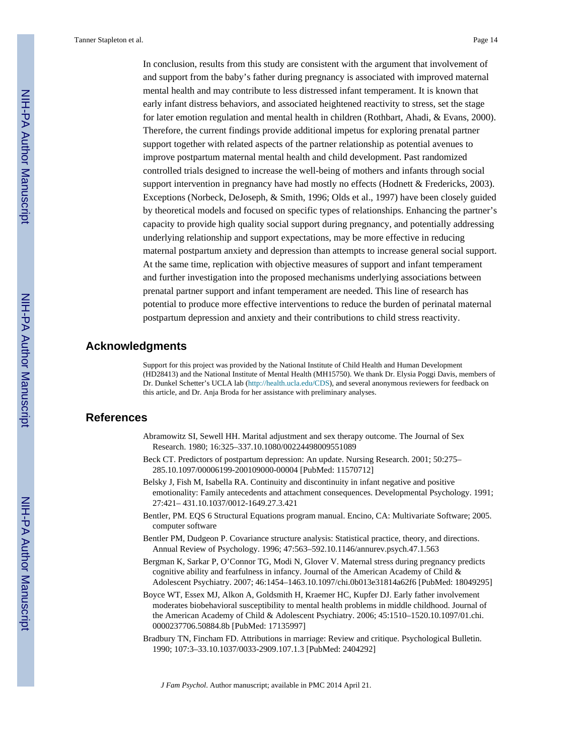In conclusion, results from this study are consistent with the argument that involvement of and support from the baby's father during pregnancy is associated with improved maternal mental health and may contribute to less distressed infant temperament. It is known that early infant distress behaviors, and associated heightened reactivity to stress, set the stage for later emotion regulation and mental health in children (Rothbart, Ahadi, & Evans, 2000). Therefore, the current findings provide additional impetus for exploring prenatal partner support together with related aspects of the partner relationship as potential avenues to improve postpartum maternal mental health and child development. Past randomized controlled trials designed to increase the well-being of mothers and infants through social support intervention in pregnancy have had mostly no effects (Hodnett & Fredericks, 2003). Exceptions (Norbeck, DeJoseph, & Smith, 1996; Olds et al., 1997) have been closely guided by theoretical models and focused on specific types of relationships. Enhancing the partner's capacity to provide high quality social support during pregnancy, and potentially addressing underlying relationship and support expectations, may be more effective in reducing maternal postpartum anxiety and depression than attempts to increase general social support. At the same time, replication with objective measures of support and infant temperament and further investigation into the proposed mechanisms underlying associations between prenatal partner support and infant temperament are needed. This line of research has potential to produce more effective interventions to reduce the burden of perinatal maternal postpartum depression and anxiety and their contributions to child stress reactivity.

## Acknowledgments

Support for this project was provided by the National Institute of Child Health and Human Development (HD28413) and the National Institute of Mental Health (MH15750). We thank Dr. Elysia Poggi Davis, members of Dr. Dunkel Schetter's UCLA lab (http://health.ucla.edu/CDS), and several anonymous reviewers for feedback on this article, and Dr. Anja Broda for her assistance with preliminary analyses.

## References

Abramowitz SI, Sewell HH. Marital adjustment and sex therapy outcome. The Journal of Sex Research. 1980; 16:325–337.10.1080/00224498009551089

Beck CT. Predictors of postpartum depression: An update. Nursing Research. 2001; 50:275–285.10.1097/00006199-200109000-00004 [PubMed: 11570712]

Belsky J, Fish M, Isabella RA. Continuity and discontinuity in infant negative and positive emotionality: Family antecedents and attachment consequences. Developmental Psychology. 1991; 27:421– 431.10.1037/0012-1649.27.3.421

Bentler, PM. EQS 6 Structural Equations program manual. Encino, CA: Multivariate Software; 2005. computer software

Bentler PM, Dudgeon P. Covariance structure analysis: Statistical practice, theory, and directions. Annual Review of Psychology. 1996; 47:563–592.10.1146/annurev.psych.47.1.563

Bergman K, Sarkar P, O'Connor TG, Modi N, Glover V. Maternal stress during pregnancy predicts cognitive ability and fearfulness in infancy. Journal of the American Academy of Child & Adolescent Psychiatry. 2007; 46:1454–1463.10.1097/chi.0b013e31814a62f6 [PubMed: 18049295]

Boyce WT, Essex MJ, Alkon A, Goldsmith H, Kraemer HC, Kupfer DJ. Early father involvement moderates biobehavioral susceptibility to mental health problems in middle childhood. Journal of the American Academy of Child & Adolescent Psychiatry. 2006; 45:1510–1520.10.1097/01.chi.0000237706.50884.8b [PubMed: 17135997]

Bradbury TN, Fincham FD. Attributions in marriage: Review and critique. Psychological Bulletin. 1990; 107:3–33.10.1037/0033-2909.107.1.3 [PubMed: 2404292]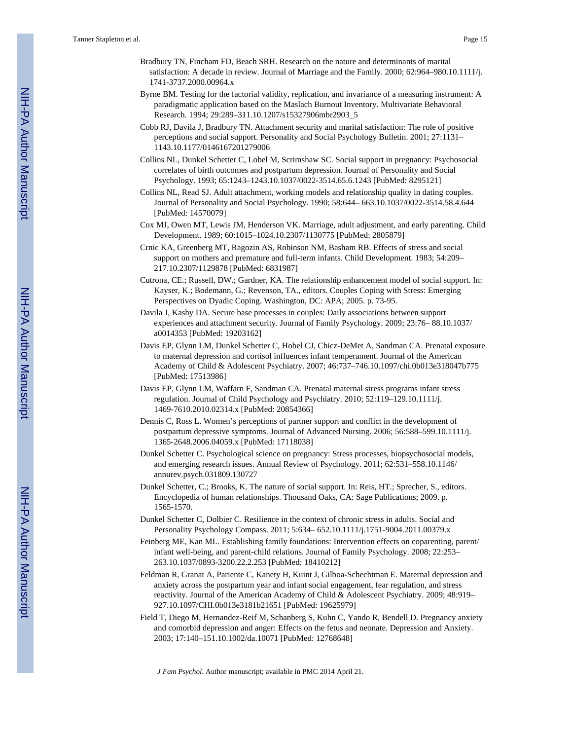Bradbury TN, Fincham FD, Beach SRH. Research on the nature and determinants of marital satisfaction: A decade in review. Journal of Marriage and the Family. 2000; 62:964–980.10.1111/j.1741-3737.2000.00964.x

Byrne BM. Testing for the factorial validity, replication, and invariance of a measuring instrument: A paradigmatic application based on the Maslach Burnout Inventory. Multivariate Behavioral Research. 1994; 29:289–311.10.1207/s15327906mbr2903_5

Cobb RJ, Davila J, Bradbury TN. Attachment security and marital satisfaction: The role of positive perceptions and social support. Personality and Social Psychology Bulletin. 2001; 27:1131–1143.10.1177/0146167201279006

Collins NL, Dunkel Schetter C, Lobel M, Scrimshaw SC. Social support in pregnancy: Psychosocial correlates of birth outcomes and postpartum depression. Journal of Personality and Social Psychology. 1993; 65:1243–1243.10.1037/0022-3514.65.6.1243 [PubMed: 8295121]

Collins NL, Read SJ. Adult attachment, working models and relationship quality in dating couples. Journal of Personality and Social Psychology. 1990; 58:644– 663.10.1037/0022-3514.58.4.644 [PubMed: 14570079]

Cox MJ, Owen MT, Lewis JM, Henderson VK. Marriage, adult adjustment, and early parenting. Child Development. 1989; 60:1015–1024.10.2307/1130775 [PubMed: 2805879]

Crnic KA, Greenberg MT, Ragozin AS, Robinson NM, Basham RB. Effects of stress and social support on mothers and premature and full-term infants. Child Development. 1983; 54:209–217.10.2307/1129878 [PubMed: 6831987]

Cutrona, CE.; Russell, DW.; Gardner, KA. The relationship enhancement model of social support. In: Kayser, K.; Bodemann, G.; Revenson, TA., editors. Couples Coping with Stress: Emerging Perspectives on Dyadic Coping. Washington, DC: APA; 2005. p. 73-95.

Davila J, Kashy DA. Secure base processes in couples: Daily associations between support experiences and attachment security. Journal of Family Psychology. 2009; 23:76– 88.10.1037/a0014353 [PubMed: 19203162]

Davis EP, Glynn LM, Dunkel Schetter C, Hobel CJ, Chicz-DeMet A, Sandman CA. Prenatal exposure to maternal depression and cortisol influences infant temperament. Journal of the American Academy of Child & Adolescent Psychiatry. 2007; 46:737–746.10.1097/chi.0b013e318047b775 [PubMed: 17513986]

Davis EP, Glynn LM, Waffarn F, Sandman CA. Prenatal maternal stress programs infant stress regulation. Journal of Child Psychology and Psychiatry. 2010; 52:119–129.10.1111/j.1469-7610.2010.02314.x [PubMed: 20854366]

Dennis C, Ross L. Women's perceptions of partner support and conflict in the development of postpartum depressive symptoms. Journal of Advanced Nursing. 2006; 56:588–599.10.1111/j.1365-2648.2006.04059.x [PubMed: 17118038]

Dunkel Schetter C. Psychological science on pregnancy: Stress processes, biopsychosocial models, and emerging research issues. Annual Review of Psychology. 2011; 62:531–558.10.1146/annurev.psych.031809.130727

Dunkel Schetter, C.; Brooks, K. The nature of social support. In: Reis, HT.; Sprecher, S., editors. Encyclopedia of human relationships. Thousand Oaks, CA: Sage Publications; 2009. p. 1565-1570.

Dunkel Schetter C, Dolbier C. Resilience in the context of chronic stress in adults. Social and Personality Psychology Compass. 2011; 5:634– 652.10.1111/j.1751-9004.2011.00379.x

Feinberg ME, Kan ML. Establishing family foundations: Intervention effects on coparenting, parent/infant well-being, and parent-child relations. Journal of Family Psychology. 2008; 22:253–263.10.1037/0893-3200.22.2.253 [PubMed: 18410212]

Feldman R, Granat A, Pariente C, Kanety H, Kuint J, Gilboa-Schechtman E. Maternal depression and anxiety across the postpartum year and infant social engagement, fear regulation, and stress reactivity. Journal of the American Academy of Child & Adolescent Psychiatry. 2009; 48:919–927.10.1097/CHI.0b013e3181b21651 [PubMed: 19625979]

Field T, Diego M, Hernandez-Reif M, Schanberg S, Kuhn C, Yando R, Bendell D. Pregnancy anxiety and comorbid depression and anger: Effects on the fetus and neonate. Depression and Anxiety. 2003; 17:140–151.10.1002/da.10071 [PubMed: 12768648]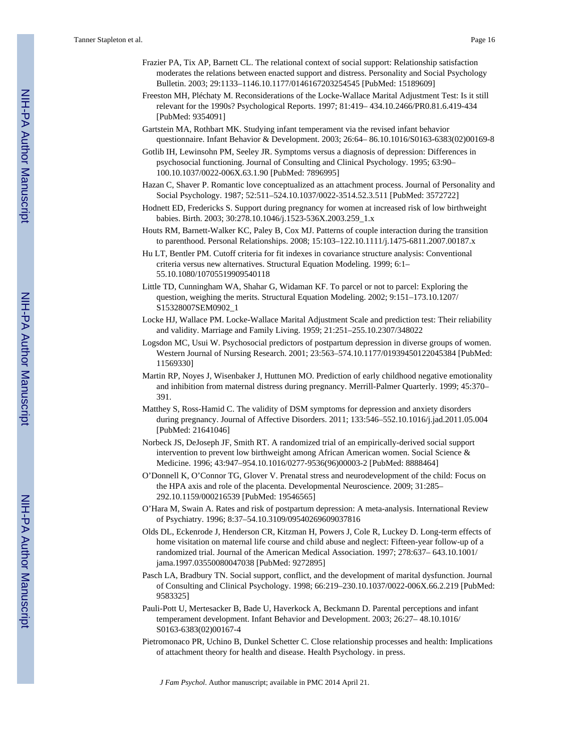Frazier PA, Tix AP, Barnett CL. The relational context of social support: Relationship satisfaction moderates the relations between enacted support and distress. Personality and Social Psychology Bulletin. 2003; 29:1133–1146.10.1177/0146167203254545 [PubMed: 15189609]

Freeston MH, Pléchaty M. Reconsiderations of the Locke-Wallace Marital Adjustment Test: Is it still relevant for the 1990s? Psychological Reports. 1997; 81:419– 434.10.2466/PR0.81.6.419-434 [PubMed: 9354091]

Gartstein MA, Rothbart MK. Studying infant temperament via the revised infant behavior questionnaire. Infant Behavior & Development. 2003; 26:64– 86.10.1016/S0163-6383(02)00169-8

Gotlib IH, Lewinsohn PM, Seeley JR. Symptoms versus a diagnosis of depression: Differences in psychosocial functioning. Journal of Consulting and Clinical Psychology. 1995; 63:90–100.10.1037/0022-006X.63.1.90 [PubMed: 7896995]

Hazan C, Shaver P. Romantic love conceptualized as an attachment process. Journal of Personality and Social Psychology. 1987; 52:511–524.10.1037/0022-3514.52.3.511 [PubMed: 3572722]

Hodnett ED, Fredericks S. Support during pregnancy for women at increased risk of low birthweight babies. Birth. 2003; 30:278.10.1046/j.1523-536X.2003.259_1.x

Houts RM, Barnett-Walker KC, Paley B, Cox MJ. Patterns of couple interaction during the transition to parenthood. Personal Relationships. 2008; 15:103–122.10.1111/j.1475-6811.2007.00187.x

Hu LT, Bentler PM. Cutoff criteria for fit indexes in covariance structure analysis: Conventional criteria versus new alternatives. Structural Equation Modeling. 1999; 6:1–55.10.1080/10705519909540118

Little TD, Cunningham WA, Shahar G, Widaman KF. To parcel or not to parcel: Exploring the question, weighing the merits. Structural Equation Modeling. 2002; 9:151–173.10.1207/S15328007SEM0902_1

Locke HJ, Wallace PM. Locke-Wallace Marital Adjustment Scale and prediction test: Their reliability and validity. Marriage and Family Living. 1959; 21:251–255.10.2307/348022

Logsdon MC, Usui W. Psychosocial predictors of postpartum depression in diverse groups of women. Western Journal of Nursing Research. 2001; 23:563–574.10.1177/01939450122045384 [PubMed: 11569330]

Martin RP, Noyes J, Wisenbaker J, Huttunen MO. Prediction of early childhood negative emotionality and inhibition from maternal distress during pregnancy. Merrill-Palmer Quarterly. 1999; 45:370–391.

Matthey S, Ross-Hamid C. The validity of DSM symptoms for depression and anxiety disorders during pregnancy. Journal of Affective Disorders. 2011; 133:546–552.10.1016/j.jad.2011.05.004 [PubMed: 21641046]

Norbeck JS, DeJoseph JF, Smith RT. A randomized trial of an empirically-derived social support intervention to prevent low birthweight among African American women. Social Science & Medicine. 1996; 43:947–954.10.1016/0277-9536(96)00003-2 [PubMed: 8888464]

O'Donnell K, O'Connor TG, Glover V. Prenatal stress and neurodevelopment of the child: Focus on the HPA axis and role of the placenta. Developmental Neuroscience. 2009; 31:285–292.10.1159/000216539 [PubMed: 19546565]

O'Hara M, Swain A. Rates and risk of postpartum depression: A meta-analysis. International Review of Psychiatry. 1996; 8:37–54.10.3109/09540269609037816

Olds DL, Eckenrode J, Henderson CR, Kitzman H, Powers J, Cole R, Luckey D. Long-term effects of home visitation on maternal life course and child abuse and neglect: Fifteen-year follow-up of a randomized trial. Journal of the American Medical Association. 1997; 278:637– 643.10.1001/jama.1997.03550080047038 [PubMed: 9272895]

Pasch LA, Bradbury TN. Social support, conflict, and the development of marital dysfunction. Journal of Consulting and Clinical Psychology. 1998; 66:219–230.10.1037/0022-006X.66.2.219 [PubMed: 9583325]

Pauli-Pott U, Mertesacker B, Bade U, Haverkock A, Beckmann D. Parental perceptions and infant temperament development. Infant Behavior and Development. 2003; 26:27– 48.10.1016/S0163-6383(02)00167-4

Pietromonaco PR, Uchino B, Dunkel Schetter C. Close relationship processes and health: Implications of attachment theory for health and disease. Health Psychology. in press.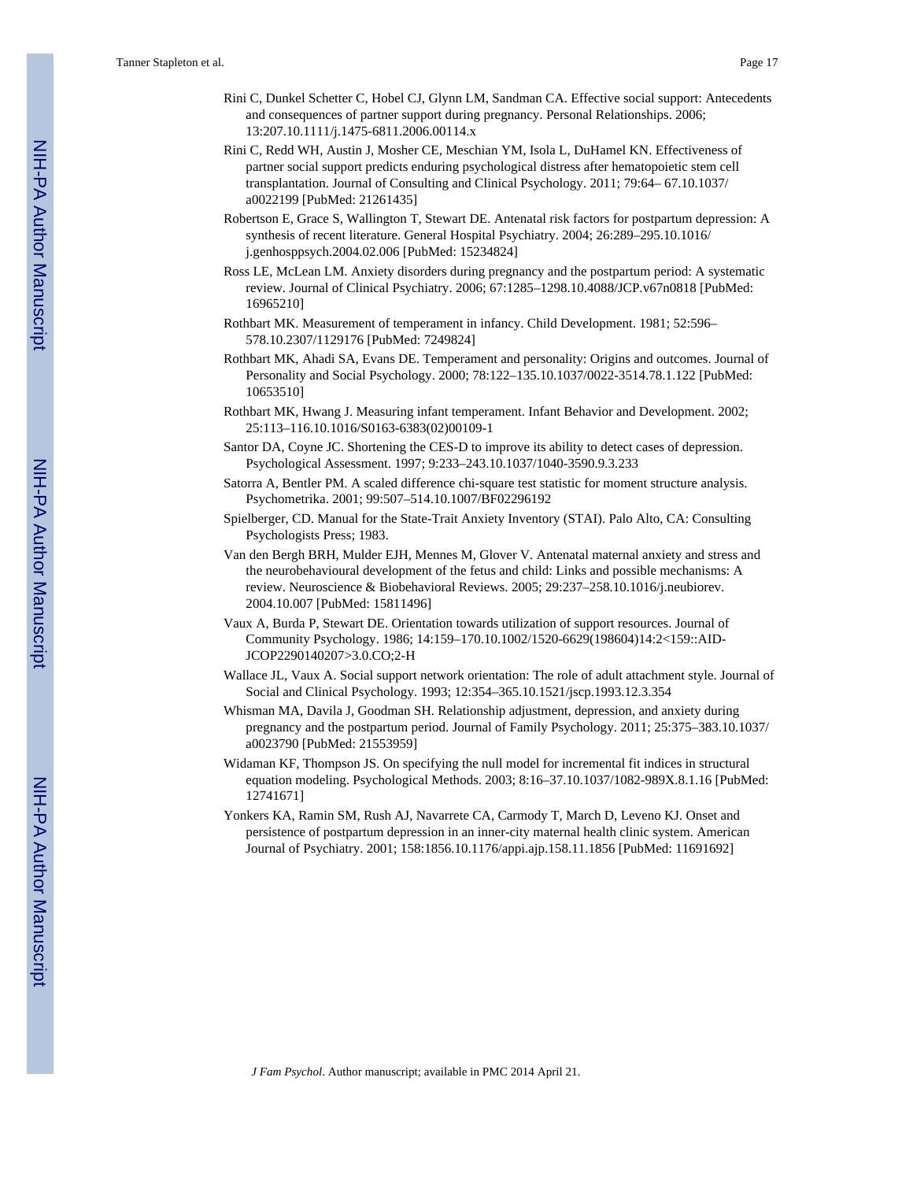Rini C, Dunkel Schetter C, Hobel CJ, Glynn LM, Sandman CA. Effective social support: Antecedents and consequences of partner support during pregnancy. Personal Relationships. 2006; 13:207.10.1111/j.1475-6811.2006.00114.x

Rini C, Redd WH, Austin J, Mosher CE, Meschian YM, Isola L, DuHamel KN. Effectiveness of partner social support predicts enduring psychological distress after hematopoietic stem cell transplantation. Journal of Consulting and Clinical Psychology. 2011; 79:64– 67.10.1037/a0022199 [PubMed: 21261435]

Robertson E, Grace S, Wallington T, Stewart DE. Antenatal risk factors for postpartum depression: A synthesis of recent literature. General Hospital Psychiatry. 2004; 26:289–295.10.1016/j.genhosppsych.2004.02.006 [PubMed: 15234824]

Ross LE, McLean LM. Anxiety disorders during pregnancy and the postpartum period: A systematic review. Journal of Clinical Psychiatry. 2006; 67:1285–1298.10.4088/JCP.v67n0818 [PubMed: 16965210]

Rothbart MK. Measurement of temperament in infancy. Child Development. 1981; 52:596–578.10.2307/1129176 [PubMed: 7249824]

Rothbart MK, Ahadi SA, Evans DE. Temperament and personality: Origins and outcomes. Journal of Personality and Social Psychology. 2000; 78:122–135.10.1037/0022-3514.78.1.122 [PubMed: 10653510]

Rothbart MK, Hwang J. Measuring infant temperament. Infant Behavior and Development. 2002; 25:113–116.10.1016/S0163-6383(02)00109-1

Santor DA, Coyne JC. Shortening the CES-D to improve its ability to detect cases of depression. Psychological Assessment. 1997; 9:233–243.10.1037/1040-3590.9.3.233

Satorra A, Bentler PM. A scaled difference chi-square test statistic for moment structure analysis. Psychometrika. 2001; 99:507–514.10.1007/BF02296192

Spielberger, CD. Manual for the State-Trait Anxiety Inventory (STAI). Palo Alto, CA: Consulting Psychologists Press; 1983.

Van den Bergh BRH, Mulder EJH, Mennes M, Glover V. Antenatal maternal anxiety and stress and the neurobehavioural development of the fetus and child: Links and possible mechanisms: A review. Neuroscience & Biobehavioral Reviews. 2005; 29:237–258.10.1016/j.neubiorev.2004.10.007 [PubMed: 15811496]

Vaux A, Burda P, Stewart DE. Orientation towards utilization of support resources. Journal of Community Psychology. 1986; 14:159–170.10.1002/1520-6629(198604)14:2<159::AID-JCOP2290140207>3.0.CO;2-H

Wallace JL, Vaux A. Social support network orientation: The role of adult attachment style. Journal of Social and Clinical Psychology. 1993; 12:354–365.10.1521/jscp.1993.12.3.354

Whisman MA, Davila J, Goodman SH. Relationship adjustment, depression, and anxiety during pregnancy and the postpartum period. Journal of Family Psychology. 2011; 25:375–383.10.1037/a0023790 [PubMed: 21553959]

Widaman KF, Thompson JS. On specifying the null model for incremental fit indices in structural equation modeling. Psychological Methods. 2003; 8:16–37.10.1037/1082-989X.8.1.16 [PubMed: 12741671]

Yonkers KA, Ramin SM, Rush AJ, Navarrete CA, Carmody T, March D, Leveno KJ. Onset and persistence of postpartum depression in an inner-city maternal health clinic system. American Journal of Psychiatry. 2001; 158:1856.10.1176/appi.ajp.158.11.1856 [PubMed: 11691692]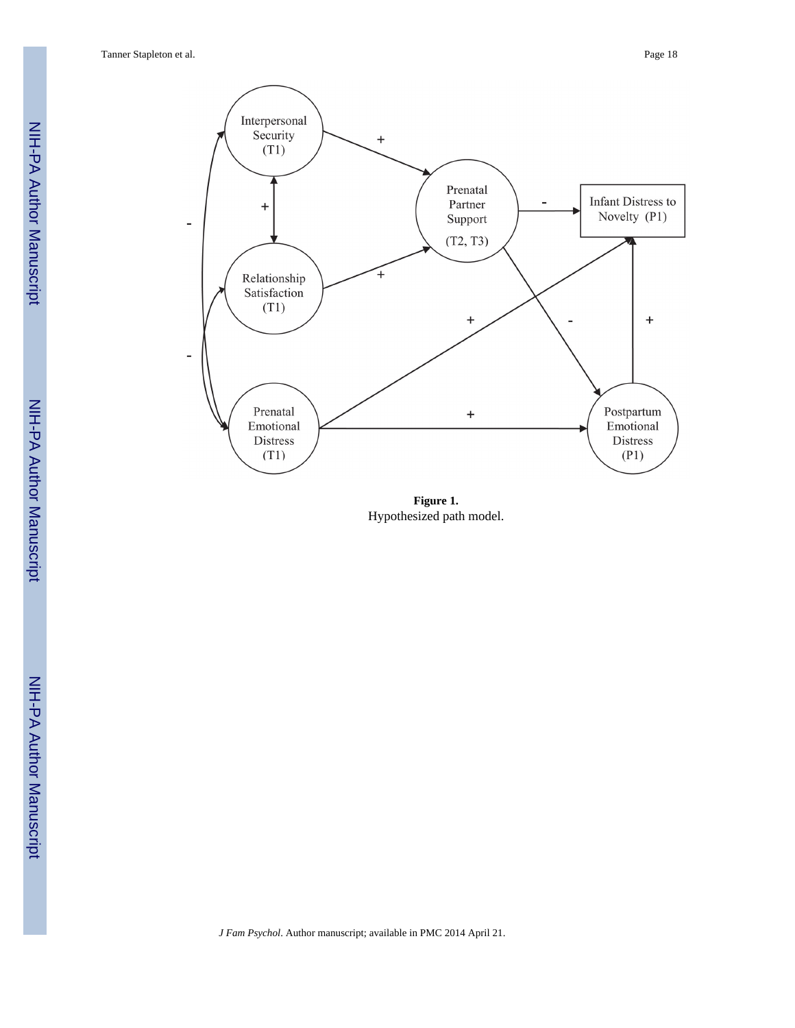**Figure 1.**

Hypothesized path model.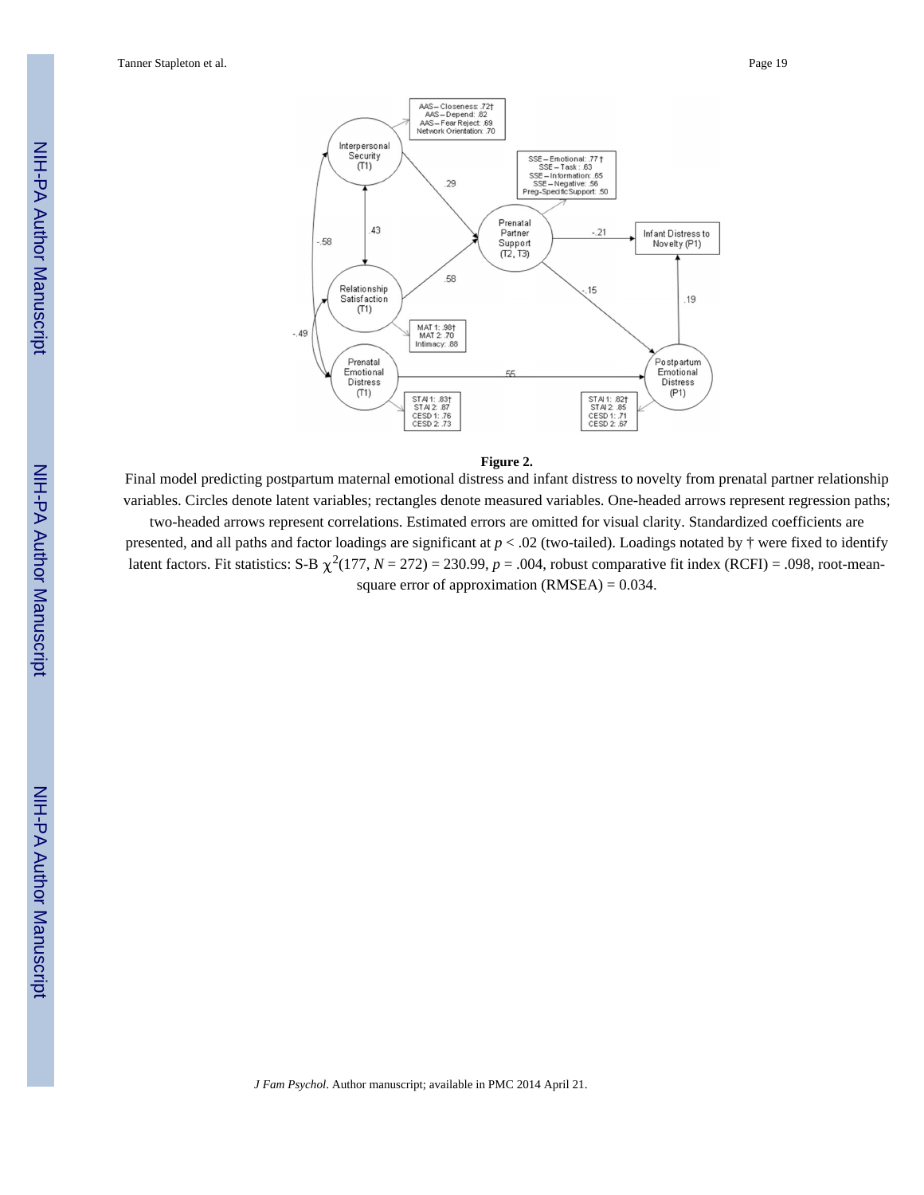**Figure 2.**

Final model predicting postpartum maternal emotional distress and infant distress to novelty from prenatal partner relationship variables. Circles denote latent variables; rectangles denote measured variables. One-headed arrows represent regression paths; two-headed arrows represent correlations. Estimated errors are omitted for visual clarity. Standardized coefficients are presented, and all paths and factor loadings are significant at $p < .02$ (two-tailed). Loadings notated by † were fixed to identify latent factors. Fit statistics: S-B $\chi^2(177, N = 272) = 230.99$, $p = .004$, robust comparative fit index (RCFI) = .098, root-mean-square error of approximation (RMSEA) = 0.034.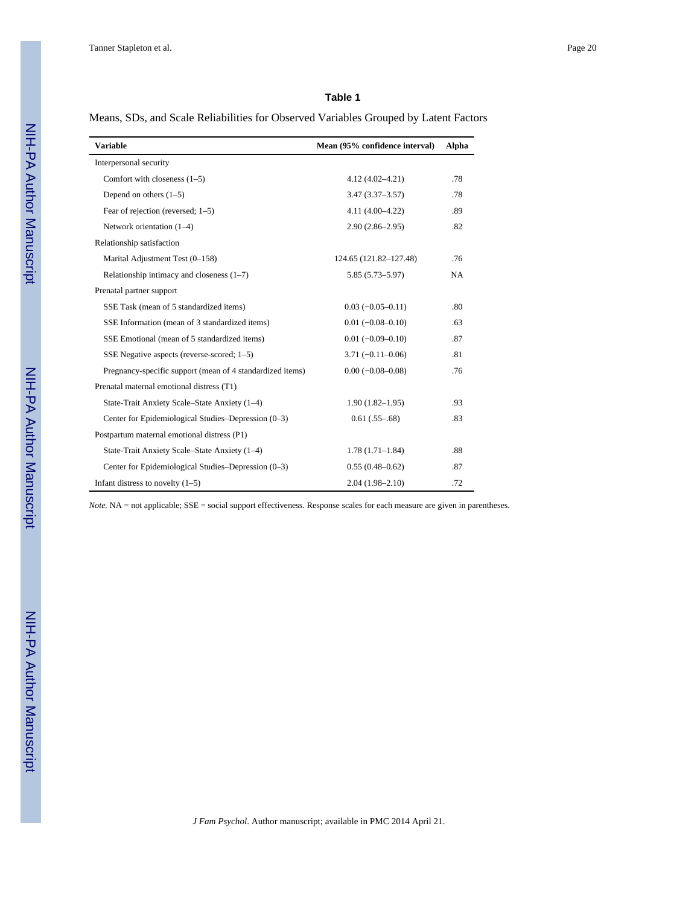**Table 1**

Means, SDs, and Scale Reliabilities for Observed Variables Grouped by Latent Factors

| Variable | Mean (95% confidence interval) | Alpha |
|---|---|---|
| Interpersonal security | | |
| Comfort with closeness (1–5) | 4.12 (4.02–4.21) | .78 |
| Depend on others (1–5) | 3.47 (3.37–3.57) | .78 |
| Fear of rejection (reversed; 1–5) | 4.11 (4.00–4.22) | .89 |
| Network orientation (1–4) | 2.90 (2.86–2.95) | .82 |
| Relationship satisfaction | | |
| Marital Adjustment Test (0–158) | 124.65 (121.82–127.48) | .76 |
| Relationship intimacy and closeness (1–7) | 5.85 (5.73–5.97) | NA |
| Prenatal partner support | | |
| SSE Task (mean of 5 standardized items) | 0.03 (−0.05–0.11) | .80 |
| SSE Information (mean of 3 standardized items) | 0.01 (−0.08–0.10) | .63 |
| SSE Emotional (mean of 5 standardized items) | 0.01 (−0.09–0.10) | .87 |
| SSE Negative aspects (reverse-scored; 1–5) | 3.71 (−0.11–0.06) | .81 |
| Pregnancy-specific support (mean of 4 standardized items) | 0.00 (−0.08–0.08) | .76 |
| Prenatal maternal emotional distress (T1) | | |
| State-Trait Anxiety Scale–State Anxiety (1–4) | 1.90 (1.82–1.95) | .93 |
| Center for Epidemiological Studies–Depression (0–3) | 0.61 (.55–.68) | .83 |
| Postpartum maternal emotional distress (P1) | | |
| State-Trait Anxiety Scale–State Anxiety (1–4) | 1.78 (1.71–1.84) | .88 |
| Center for Epidemiological Studies–Depression (0–3) | 0.55 (0.48–0.62) | .87 |
| Infant distress to novelty (1–5) | 2.04 (1.98–2.10) | .72 |

*Note.* NA = not applicable; SSE = social support effectiveness. Response scales for each measure are given in parentheses.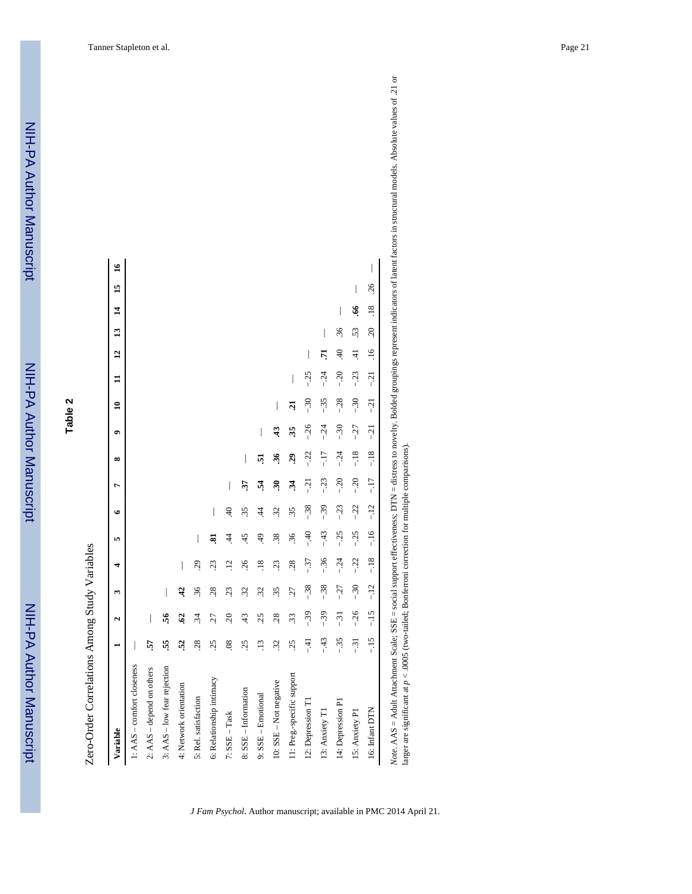## Table 2

Zero-Order Correlations Among Study Variables

| Variable | 1 | 2 | 3 | 4 | 5 | 6 | 7 | 8 | 9 | 10 | 11 | 12 | 13 | 14 | 15 | 16 |
|---|---|---|---|---|---|---|---|---|---|---|---|---|---|---|---|---|
| 1: AAS – comfort closeness | — | | | | | | | | | | | | | | | |
| 2: AAS – depend on others | **.57** | — | | | | | | | | | | | | | | |
| 3: AAS – low fear rejection | **.55** | **.56** | — | | | | | | | | | | | | | |
| 4: Network orientation | **.52** | **.62** | **.42** | — | | | | | | | | | | | | |
| 5: Rel. satisfaction | .28 | .34 | .36 | .29 | — | | | | | | | | | | | |
| 6: Relationship intimacy | .25 | .27 | .28 | .23 | **.81** | — | | | | | | | | | | |
| 7: SSE – Task | .08 | .20 | .23 | .12 | .44 | .40 | — | | | | | | | | | |
| 8: SSE – Information | .25 | .43 | .32 | .26 | .45 | .35 | **.37** | — | | | | | | | | |
| 9: SSE – Emotional | .13 | .25 | .32 | .18 | .49 | .44 | **.54** | **.51** | — | | | | | | | |
| 10: SSE – Not negative | .32 | .28 | .35 | .23 | .38 | .32 | **.30** | **.36** | **.43** | — | | | | | | |
| 11: Preg.-specific support | .25 | .33 | .27 | .28 | .36 | .35 | **.34** | **.29** | **.35** | **.21** | — | | | | | |
| 12: Depression T1 | -.41 | -.39 | -.38 | -.37 | -.40 | -.38 | -.21 | -.22 | -.26 | -.30 | -.25 | — | | | | |
| 13: Anxiety T1 | -.43 | -.39 | -.38 | -.36 | -.43 | -.39 | -.23 | -.17 | -.24 | -.35 | -.24 | **.71** | — | | | |
| 14: Depression P1 | -.35 | -.31 | -.27 | -.24 | -.25 | -.23 | -.20 | -.24 | -.30 | -.28 | -.20 | .40 | .36 | — | | |
| 15: Anxiety P1 | -.31 | -.26 | -.30 | -.22 | -.25 | -.22 | -.20 | -.18 | -.27 | -.30 | -.23 | .41 | .53 | **.66** | — | |
| 16: Infant DTN | -.15 | -.15 | -.12 | -.18 | -.16 | -.12 | -.17 | -.18 | -.21 | -.21 | -.21 | .16 | .20 | .18 | .26 | — |

*Note*. AAS = Adult Attachment Scale; SSE = social support effectiveness; DTN = distress to novelty. Bolded groupings represent indicators of latent factors in structural models. Absolute values of .21 or larger are significant at $p < .0005$ (two-tailed; Bonferroni correction for multiple comparisons).